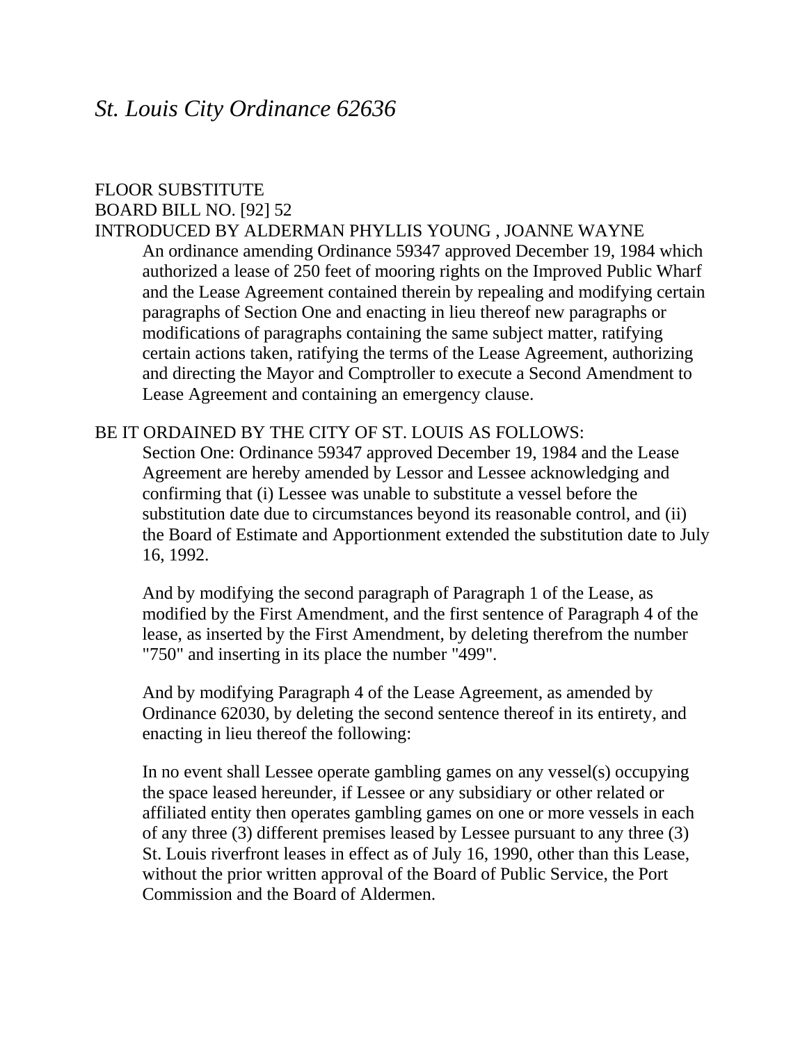# *St. Louis City Ordinance 62636*

FLOOR SUBSTITUTE
BOARD BILL NO. [92] 52
INTRODUCED BY ALDERMAN PHYLLIS YOUNG , JOANNE WAYNE

> An ordinance amending Ordinance 59347 approved December 19, 1984 which authorized a lease of 250 feet of mooring rights on the Improved Public Wharf and the Lease Agreement contained therein by repealing and modifying certain paragraphs of Section One and enacting in lieu thereof new paragraphs or modifications of paragraphs containing the same subject matter, ratifying certain actions taken, ratifying the terms of the Lease Agreement, authorizing and directing the Mayor and Comptroller to execute a Second Amendment to Lease Agreement and containing an emergency clause.

BE IT ORDAINED BY THE CITY OF ST. LOUIS AS FOLLOWS:

> Section One: Ordinance 59347 approved December 19, 1984 and the Lease Agreement are hereby amended by Lessor and Lessee acknowledging and confirming that (i) Lessee was unable to substitute a vessel before the substitution date due to circumstances beyond its reasonable control, and (ii) the Board of Estimate and Apportionment extended the substitution date to July 16, 1992.
>
> And by modifying the second paragraph of Paragraph 1 of the Lease, as modified by the First Amendment, and the first sentence of Paragraph 4 of the lease, as inserted by the First Amendment, by deleting therefrom the number "750" and inserting in its place the number "499".
>
> And by modifying Paragraph 4 of the Lease Agreement, as amended by Ordinance 62030, by deleting the second sentence thereof in its entirety, and enacting in lieu thereof the following:
>
> In no event shall Lessee operate gambling games on any vessel(s) occupying the space leased hereunder, if Lessee or any subsidiary or other related or affiliated entity then operates gambling games on one or more vessels in each of any three (3) different premises leased by Lessee pursuant to any three (3) St. Louis riverfront leases in effect as of July 16, 1990, other than this Lease, without the prior written approval of the Board of Public Service, the Port Commission and the Board of Aldermen.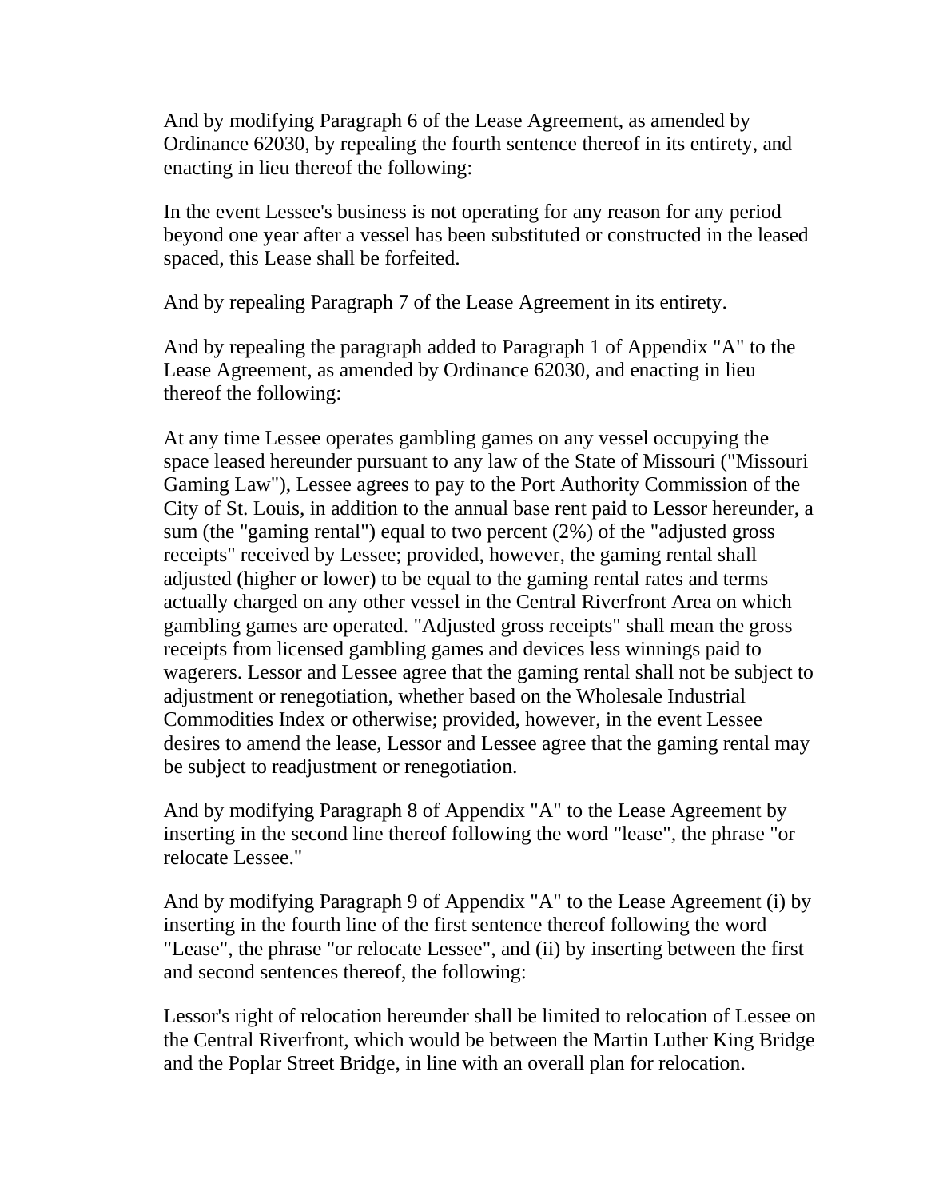And by modifying Paragraph 6 of the Lease Agreement, as amended by Ordinance 62030, by repealing the fourth sentence thereof in its entirety, and enacting in lieu thereof the following:

In the event Lessee's business is not operating for any reason for any period beyond one year after a vessel has been substituted or constructed in the leased spaced, this Lease shall be forfeited.

And by repealing Paragraph 7 of the Lease Agreement in its entirety.

And by repealing the paragraph added to Paragraph 1 of Appendix "A" to the Lease Agreement, as amended by Ordinance 62030, and enacting in lieu thereof the following:

At any time Lessee operates gambling games on any vessel occupying the space leased hereunder pursuant to any law of the State of Missouri ("Missouri Gaming Law"), Lessee agrees to pay to the Port Authority Commission of the City of St. Louis, in addition to the annual base rent paid to Lessor hereunder, a sum (the "gaming rental") equal to two percent (2%) of the "adjusted gross receipts" received by Lessee; provided, however, the gaming rental shall adjusted (higher or lower) to be equal to the gaming rental rates and terms actually charged on any other vessel in the Central Riverfront Area on which gambling games are operated. "Adjusted gross receipts" shall mean the gross receipts from licensed gambling games and devices less winnings paid to wagerers. Lessor and Lessee agree that the gaming rental shall not be subject to adjustment or renegotiation, whether based on the Wholesale Industrial Commodities Index or otherwise; provided, however, in the event Lessee desires to amend the lease, Lessor and Lessee agree that the gaming rental may be subject to readjustment or renegotiation.

And by modifying Paragraph 8 of Appendix "A" to the Lease Agreement by inserting in the second line thereof following the word "lease", the phrase "or relocate Lessee."

And by modifying Paragraph 9 of Appendix "A" to the Lease Agreement (i) by inserting in the fourth line of the first sentence thereof following the word "Lease", the phrase "or relocate Lessee", and (ii) by inserting between the first and second sentences thereof, the following:

Lessor's right of relocation hereunder shall be limited to relocation of Lessee on the Central Riverfront, which would be between the Martin Luther King Bridge and the Poplar Street Bridge, in line with an overall plan for relocation.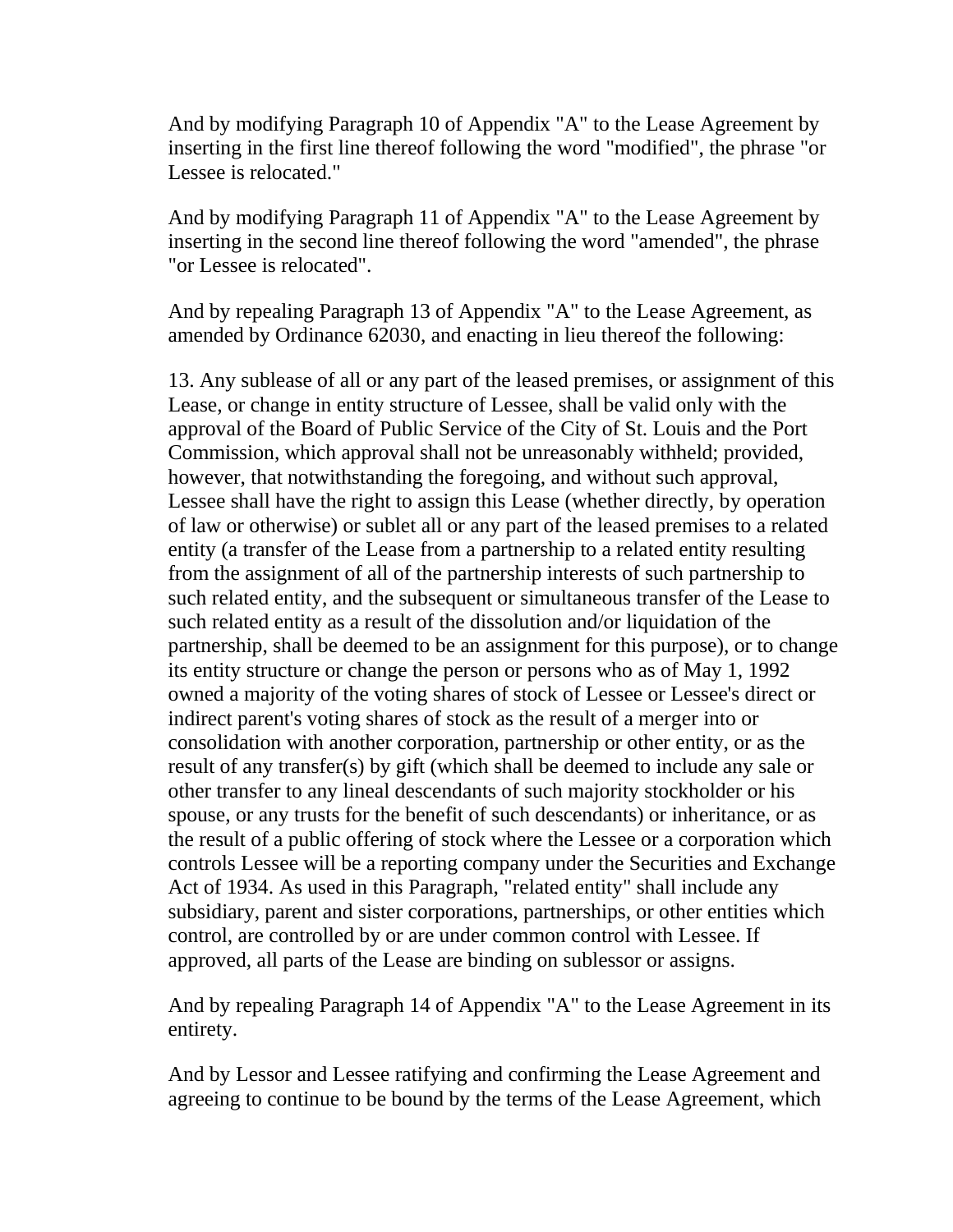And by modifying Paragraph 10 of Appendix "A" to the Lease Agreement by inserting in the first line thereof following the word "modified", the phrase "or Lessee is relocated."

And by modifying Paragraph 11 of Appendix "A" to the Lease Agreement by inserting in the second line thereof following the word "amended", the phrase "or Lessee is relocated".

And by repealing Paragraph 13 of Appendix "A" to the Lease Agreement, as amended by Ordinance 62030, and enacting in lieu thereof the following:

13. Any sublease of all or any part of the leased premises, or assignment of this Lease, or change in entity structure of Lessee, shall be valid only with the approval of the Board of Public Service of the City of St. Louis and the Port Commission, which approval shall not be unreasonably withheld; provided, however, that notwithstanding the foregoing, and without such approval, Lessee shall have the right to assign this Lease (whether directly, by operation of law or otherwise) or sublet all or any part of the leased premises to a related entity (a transfer of the Lease from a partnership to a related entity resulting from the assignment of all of the partnership interests of such partnership to such related entity, and the subsequent or simultaneous transfer of the Lease to such related entity as a result of the dissolution and/or liquidation of the partnership, shall be deemed to be an assignment for this purpose), or to change its entity structure or change the person or persons who as of May 1, 1992 owned a majority of the voting shares of stock of Lessee or Lessee's direct or indirect parent's voting shares of stock as the result of a merger into or consolidation with another corporation, partnership or other entity, or as the result of any transfer(s) by gift (which shall be deemed to include any sale or other transfer to any lineal descendants of such majority stockholder or his spouse, or any trusts for the benefit of such descendants) or inheritance, or as the result of a public offering of stock where the Lessee or a corporation which controls Lessee will be a reporting company under the Securities and Exchange Act of 1934. As used in this Paragraph, "related entity" shall include any subsidiary, parent and sister corporations, partnerships, or other entities which control, are controlled by or are under common control with Lessee. If approved, all parts of the Lease are binding on sublessor or assigns.

And by repealing Paragraph 14 of Appendix "A" to the Lease Agreement in its entirety.

And by Lessor and Lessee ratifying and confirming the Lease Agreement and agreeing to continue to be bound by the terms of the Lease Agreement, which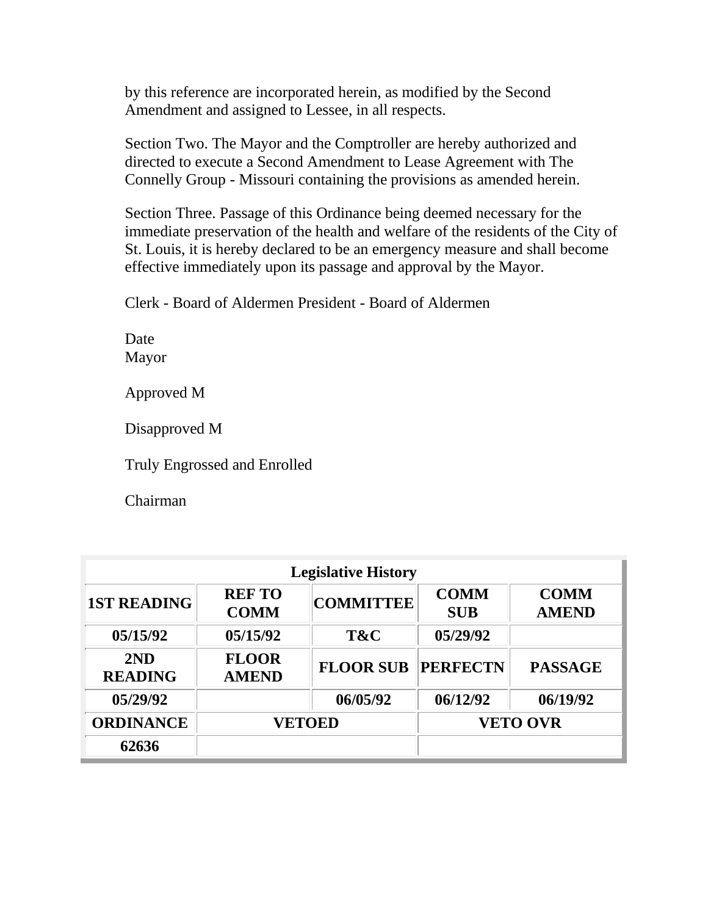by this reference are incorporated herein, as modified by the Second Amendment and assigned to Lessee, in all respects.

Section Two. The Mayor and the Comptroller are hereby authorized and directed to execute a Second Amendment to Lease Agreement with The Connelly Group - Missouri containing the provisions as amended herein.

Section Three. Passage of this Ordinance being deemed necessary for the immediate preservation of the health and welfare of the residents of the City of St. Louis, it is hereby declared to be an emergency measure and shall become effective immediately upon its passage and approval by the Mayor.

Clerk - Board of Aldermen President - Board of Aldermen

Date
Mayor

Approved M

Disapproved M

Truly Engrossed and Enrolled

Chairman

| Legislative History | | | | |
|---|---|---|---|---|
| **1ST READING** | **REF TO COMM** | **COMMITTEE** | **COMM SUB** | **COMM AMEND** |
| 05/15/92 | 05/15/92 | T&C | 05/29/92 | |
| **2ND READING** | **FLOOR AMEND** | **FLOOR SUB** | **PERFECTN** | **PASSAGE** |
| 05/29/92 | | 06/05/92 | 06/12/92 | 06/19/92 |
| **ORDINANCE** | **VETOED** | | **VETO OVR** | |
| 62636 | | | | |